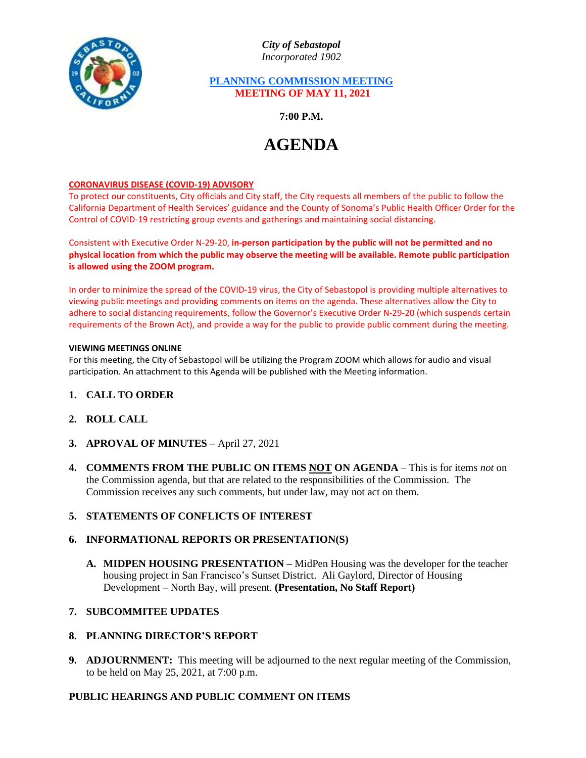*City of Sebastopol*
*Incorporated 1902*

**PLANNING COMMISSION MEETING**
**MEETING OF MAY 11, 2021**

**7:00 P.M.**

# AGENDA

**CORONAVIRUS DISEASE (COVID-19) ADVISORY**

To protect our constituents, City officials and City staff, the City requests all members of the public to follow the California Department of Health Services' guidance and the County of Sonoma's Public Health Officer Order for the Control of COVID-19 restricting group events and gatherings and maintaining social distancing.

Consistent with Executive Order N-29-20, **in-person participation by the public will not be permitted and no physical location from which the public may observe the meeting will be available. Remote public participation is allowed using the ZOOM program.**

In order to minimize the spread of the COVID-19 virus, the City of Sebastopol is providing multiple alternatives to viewing public meetings and providing comments on items on the agenda. These alternatives allow the City to adhere to social distancing requirements, follow the Governor's Executive Order N-29-20 (which suspends certain requirements of the Brown Act), and provide a way for the public to provide public comment during the meeting.

**VIEWING MEETINGS ONLINE**

For this meeting, the City of Sebastopol will be utilizing the Program ZOOM which allows for audio and visual participation. An attachment to this Agenda will be published with the Meeting information.

1. **CALL TO ORDER**
2. **ROLL CALL**
3. **APROVAL OF MINUTES** – April 27, 2021
4. **COMMENTS FROM THE PUBLIC ON ITEMS NOT ON AGENDA** – This is for items *not* on the Commission agenda, but that are related to the responsibilities of the Commission. The Commission receives any such comments, but under law, may not act on them.
5. **STATEMENTS OF CONFLICTS OF INTEREST**
6. **INFORMATIONAL REPORTS OR PRESENTATION(S)**
   - **A. MIDPEN HOUSING PRESENTATION –** MidPen Housing was the developer for the teacher housing project in San Francisco's Sunset District. Ali Gaylord, Director of Housing Development – North Bay, will present. **(Presentation, No Staff Report)**
7. **SUBCOMMITEE UPDATES**
8. **PLANNING DIRECTOR'S REPORT**
9. **ADJOURNMENT:** This meeting will be adjourned to the next regular meeting of the Commission, to be held on May 25, 2021, at 7:00 p.m.

**PUBLIC HEARINGS AND PUBLIC COMMENT ON ITEMS**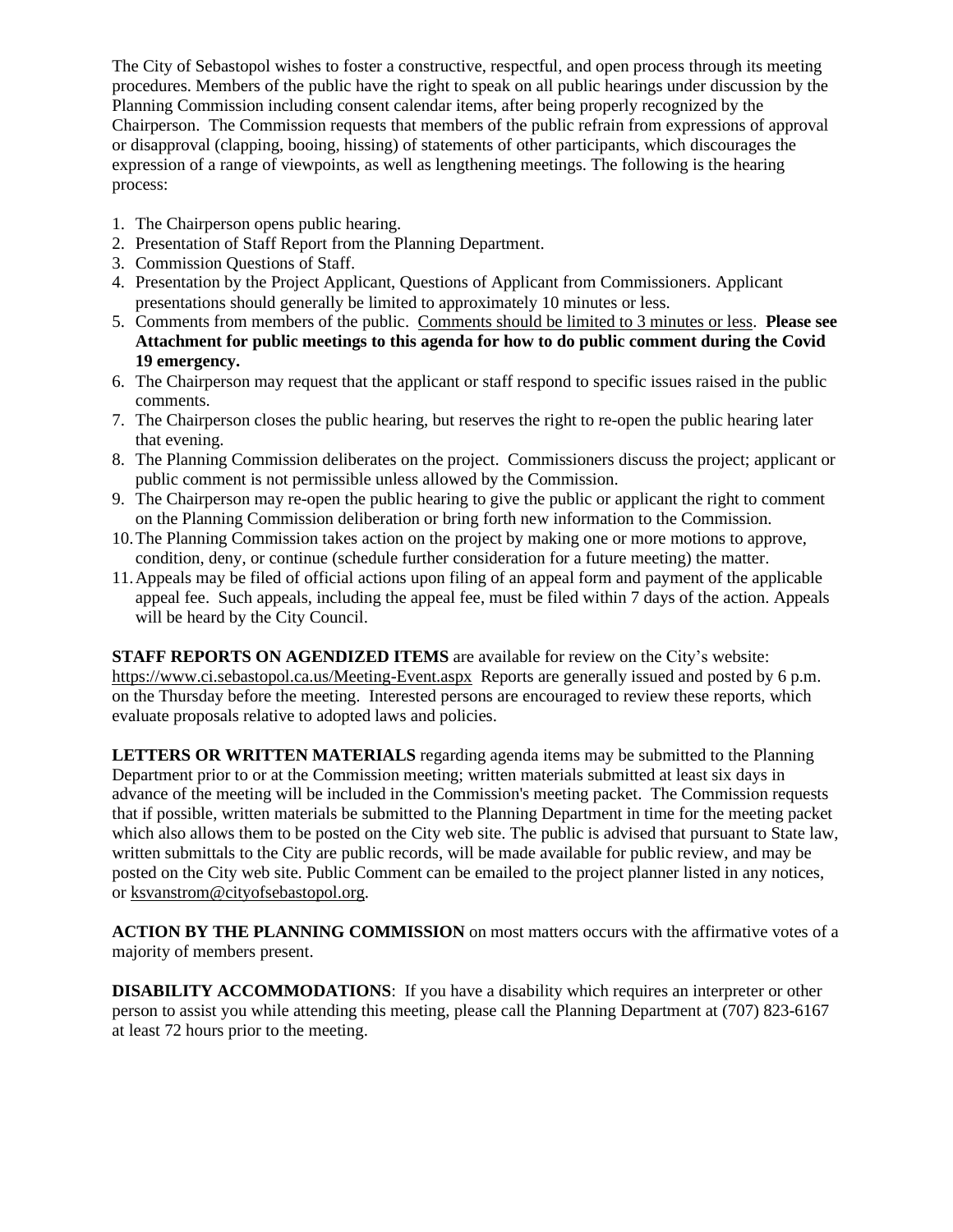The City of Sebastopol wishes to foster a constructive, respectful, and open process through its meeting procedures. Members of the public have the right to speak on all public hearings under discussion by the Planning Commission including consent calendar items, after being properly recognized by the Chairperson. The Commission requests that members of the public refrain from expressions of approval or disapproval (clapping, booing, hissing) of statements of other participants, which discourages the expression of a range of viewpoints, as well as lengthening meetings. The following is the hearing process:

1. The Chairperson opens public hearing.
2. Presentation of Staff Report from the Planning Department.
3. Commission Questions of Staff.
4. Presentation by the Project Applicant, Questions of Applicant from Commissioners. Applicant presentations should generally be limited to approximately 10 minutes or less.
5. Comments from members of the public. Comments should be limited to 3 minutes or less. **Please see Attachment for public meetings to this agenda for how to do public comment during the Covid 19 emergency.**
6. The Chairperson may request that the applicant or staff respond to specific issues raised in the public comments.
7. The Chairperson closes the public hearing, but reserves the right to re-open the public hearing later that evening.
8. The Planning Commission deliberates on the project. Commissioners discuss the project; applicant or public comment is not permissible unless allowed by the Commission.
9. The Chairperson may re-open the public hearing to give the public or applicant the right to comment on the Planning Commission deliberation or bring forth new information to the Commission.
10. The Planning Commission takes action on the project by making one or more motions to approve, condition, deny, or continue (schedule further consideration for a future meeting) the matter.
11. Appeals may be filed of official actions upon filing of an appeal form and payment of the applicable appeal fee. Such appeals, including the appeal fee, must be filed within 7 days of the action. Appeals will be heard by the City Council.

**STAFF REPORTS ON AGENDIZED ITEMS** are available for review on the City's website: https://www.ci.sebastopol.ca.us/Meeting-Event.aspx Reports are generally issued and posted by 6 p.m. on the Thursday before the meeting. Interested persons are encouraged to review these reports, which evaluate proposals relative to adopted laws and policies.

**LETTERS OR WRITTEN MATERIALS** regarding agenda items may be submitted to the Planning Department prior to or at the Commission meeting; written materials submitted at least six days in advance of the meeting will be included in the Commission's meeting packet. The Commission requests that if possible, written materials be submitted to the Planning Department in time for the meeting packet which also allows them to be posted on the City web site. The public is advised that pursuant to State law, written submittals to the City are public records, will be made available for public review, and may be posted on the City web site. Public Comment can be emailed to the project planner listed in any notices, or ksvanstrom@cityofsebastopol.org.

**ACTION BY THE PLANNING COMMISSION** on most matters occurs with the affirmative votes of a majority of members present.

**DISABILITY ACCOMMODATIONS**: If you have a disability which requires an interpreter or other person to assist you while attending this meeting, please call the Planning Department at (707) 823-6167 at least 72 hours prior to the meeting.